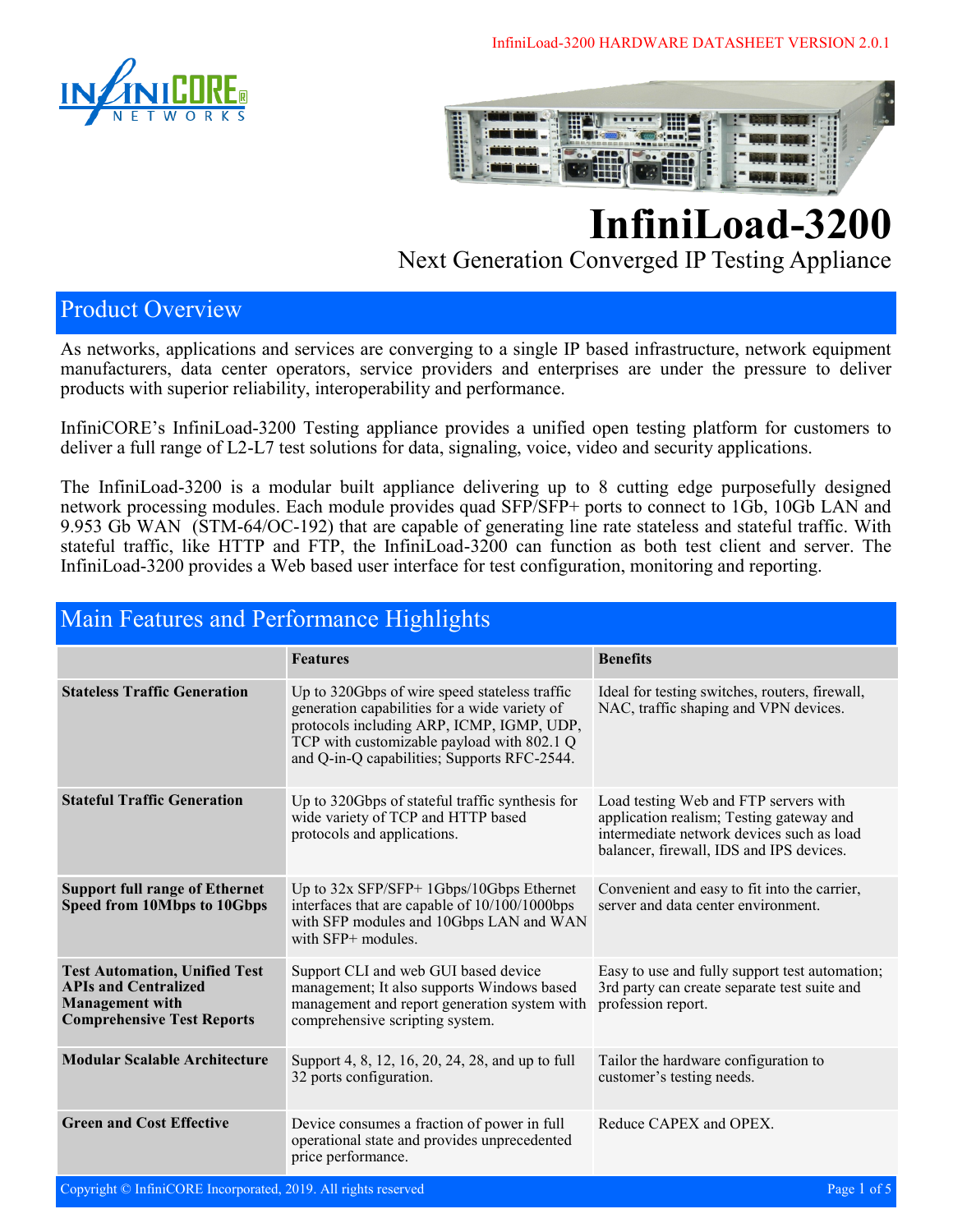# InfiniLoad-3200

Next Generation Converged IP Testing Appliance

## Product Overview

As networks, applications and services are converging to a single IP based infrastructure, network equipment manufacturers, data center operators, service providers and enterprises are under the pressure to deliver products with superior reliability, interoperability and performance.

InfiniCORE's InfiniLoad-3200 Testing appliance provides a unified open testing platform for customers to deliver a full range of L2-L7 test solutions for data, signaling, voice, video and security applications.

The InfiniLoad-3200 is a modular built appliance delivering up to 8 cutting edge purposefully designed network processing modules. Each module provides quad SFP/SFP+ ports to connect to 1Gb, 10Gb LAN and 9.953 Gb WAN (STM-64/OC-192) that are capable of generating line rate stateless and stateful traffic. With stateful traffic, like HTTP and FTP, the InfiniLoad-3200 can function as both test client and server. The InfiniLoad-3200 provides a Web based user interface for test configuration, monitoring and reporting.

## Main Features and Performance Highlights

| | Features | Benefits |
|---|---|---|
| **Stateless Traffic Generation** | Up to 320Gbps of wire speed stateless traffic generation capabilities for a wide variety of protocols including ARP, ICMP, IGMP, UDP, TCP with customizable payload with 802.1 Q and Q-in-Q capabilities; Supports RFC-2544. | Ideal for testing switches, routers, firewall, NAC, traffic shaping and VPN devices. |
| **Stateful Traffic Generation** | Up to 320Gbps of stateful traffic synthesis for wide variety of TCP and HTTP based protocols and applications. | Load testing Web and FTP servers with application realism; Testing gateway and intermediate network devices such as load balancer, firewall, IDS and IPS devices. |
| **Support full range of Ethernet Speed from 10Mbps to 10Gbps** | Up to 32x SFP/SFP+ 1Gbps/10Gbps Ethernet interfaces that are capable of 10/100/1000bps with SFP modules and 10Gbps LAN and WAN with SFP+ modules. | Convenient and easy to fit into the carrier, server and data center environment. |
| **Test Automation, Unified Test APIs and Centralized Management with Comprehensive Test Reports** | Support CLI and web GUI based device management; It also supports Windows based management and report generation system with comprehensive scripting system. | Easy to use and fully support test automation; 3rd party can create separate test suite and profession report. |
| **Modular Scalable Architecture** | Support 4, 8, 12, 16, 20, 24, 28, and up to full 32 ports configuration. | Tailor the hardware configuration to customer's testing needs. |
| **Green and Cost Effective** | Device consumes a fraction of power in full operational state and provides unprecedented price performance. | Reduce CAPEX and OPEX. |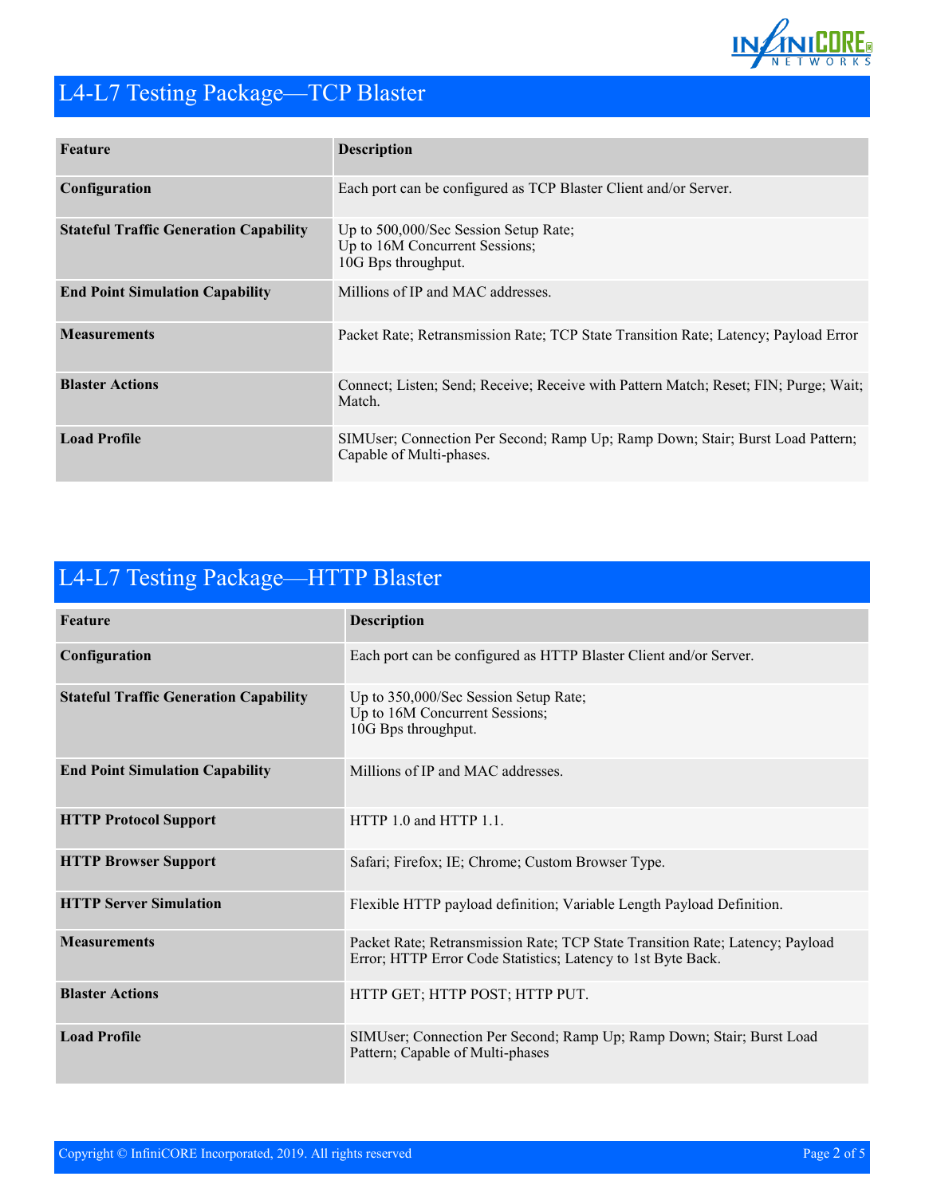## L4-L7 Testing Package—TCP Blaster

| Feature | Description |
|---|---|
| **Configuration** | Each port can be configured as TCP Blaster Client and/or Server. |
| **Stateful Traffic Generation Capability** | Up to 500,000/Sec Session Setup Rate;<br>Up to 16M Concurrent Sessions;<br>10G Bps throughput. |
| **End Point Simulation Capability** | Millions of IP and MAC addresses. |
| **Measurements** | Packet Rate; Retransmission Rate; TCP State Transition Rate; Latency; Payload Error |
| **Blaster Actions** | Connect; Listen; Send; Receive; Receive with Pattern Match; Reset; FIN; Purge; Wait; Match. |
| **Load Profile** | SIMUser; Connection Per Second; Ramp Up; Ramp Down; Stair; Burst Load Pattern; Capable of Multi-phases. |

## L4-L7 Testing Package—HTTP Blaster

| Feature | Description |
|---|---|
| **Configuration** | Each port can be configured as HTTP Blaster Client and/or Server. |
| **Stateful Traffic Generation Capability** | Up to 350,000/Sec Session Setup Rate;<br>Up to 16M Concurrent Sessions;<br>10G Bps throughput. |
| **End Point Simulation Capability** | Millions of IP and MAC addresses. |
| **HTTP Protocol Support** | HTTP 1.0 and HTTP 1.1. |
| **HTTP Browser Support** | Safari; Firefox; IE; Chrome; Custom Browser Type. |
| **HTTP Server Simulation** | Flexible HTTP payload definition; Variable Length Payload Definition. |
| **Measurements** | Packet Rate; Retransmission Rate; TCP State Transition Rate; Latency; Payload Error; HTTP Error Code Statistics; Latency to 1st Byte Back. |
| **Blaster Actions** | HTTP GET; HTTP POST; HTTP PUT. |
| **Load Profile** | SIMUser; Connection Per Second; Ramp Up; Ramp Down; Stair; Burst Load Pattern; Capable of Multi-phases |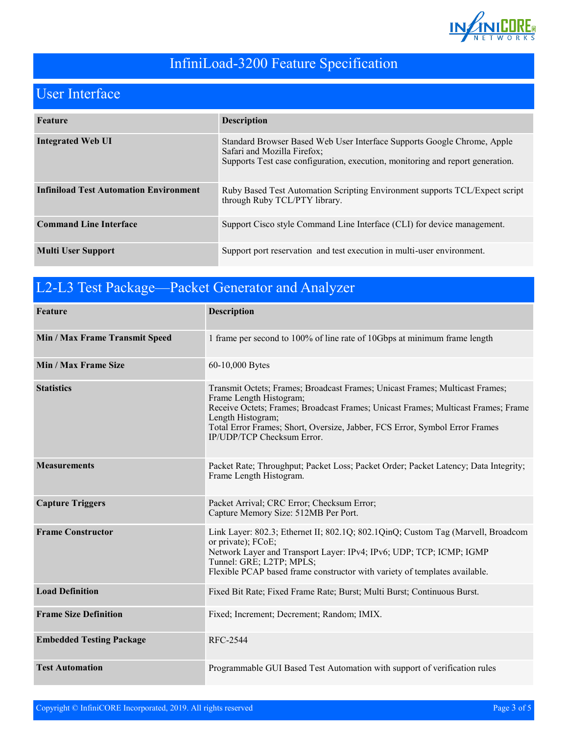# InfiniLoad-3200 Feature Specification

## User Interface

| Feature | Description |
|---|---|
| **Integrated Web UI** | Standard Browser Based Web User Interface Supports Google Chrome, Apple Safari and Mozilla Firefox;<br>Supports Test case configuration, execution, monitoring and report generation. |
| **Infiniload Test Automation Environment** | Ruby Based Test Automation Scripting Environment supports TCL/Expect script through Ruby TCL/PTY library. |
| **Command Line Interface** | Support Cisco style Command Line Interface (CLI) for device management. |
| **Multi User Support** | Support port reservation and test execution in multi-user environment. |

## L2-L3 Test Package—Packet Generator and Analyzer

| Feature | Description |
|---|---|
| **Min / Max Frame Transmit Speed** | 1 frame per second to 100% of line rate of 10Gbps at minimum frame length |
| **Min / Max Frame Size** | 60-10,000 Bytes |
| **Statistics** | Transmit Octets; Frames; Broadcast Frames; Unicast Frames; Multicast Frames; Frame Length Histogram;<br>Receive Octets; Frames; Broadcast Frames; Unicast Frames; Multicast Frames; Frame Length Histogram;<br>Total Error Frames; Short, Oversize, Jabber, FCS Error, Symbol Error Frames IP/UDP/TCP Checksum Error. |
| **Measurements** | Packet Rate; Throughput; Packet Loss; Packet Order; Packet Latency; Data Integrity; Frame Length Histogram. |
| **Capture Triggers** | Packet Arrival; CRC Error; Checksum Error;<br>Capture Memory Size: 512MB Per Port. |
| **Frame Constructor** | Link Layer: 802.3; Ethernet II; 802.1Q; 802.1QinQ; Custom Tag (Marvell, Broadcom or private); FCoE;<br>Network Layer and Transport Layer: IPv4; IPv6; UDP; TCP; ICMP; IGMP<br>Tunnel: GRE; L2TP; MPLS;<br>Flexible PCAP based frame constructor with variety of templates available. |
| **Load Definition** | Fixed Bit Rate; Fixed Frame Rate; Burst; Multi Burst; Continuous Burst. |
| **Frame Size Definition** | Fixed; Increment; Decrement; Random; IMIX. |
| **Embedded Testing Package** | RFC-2544 |
| **Test Automation** | Programmable GUI Based Test Automation with support of verification rules |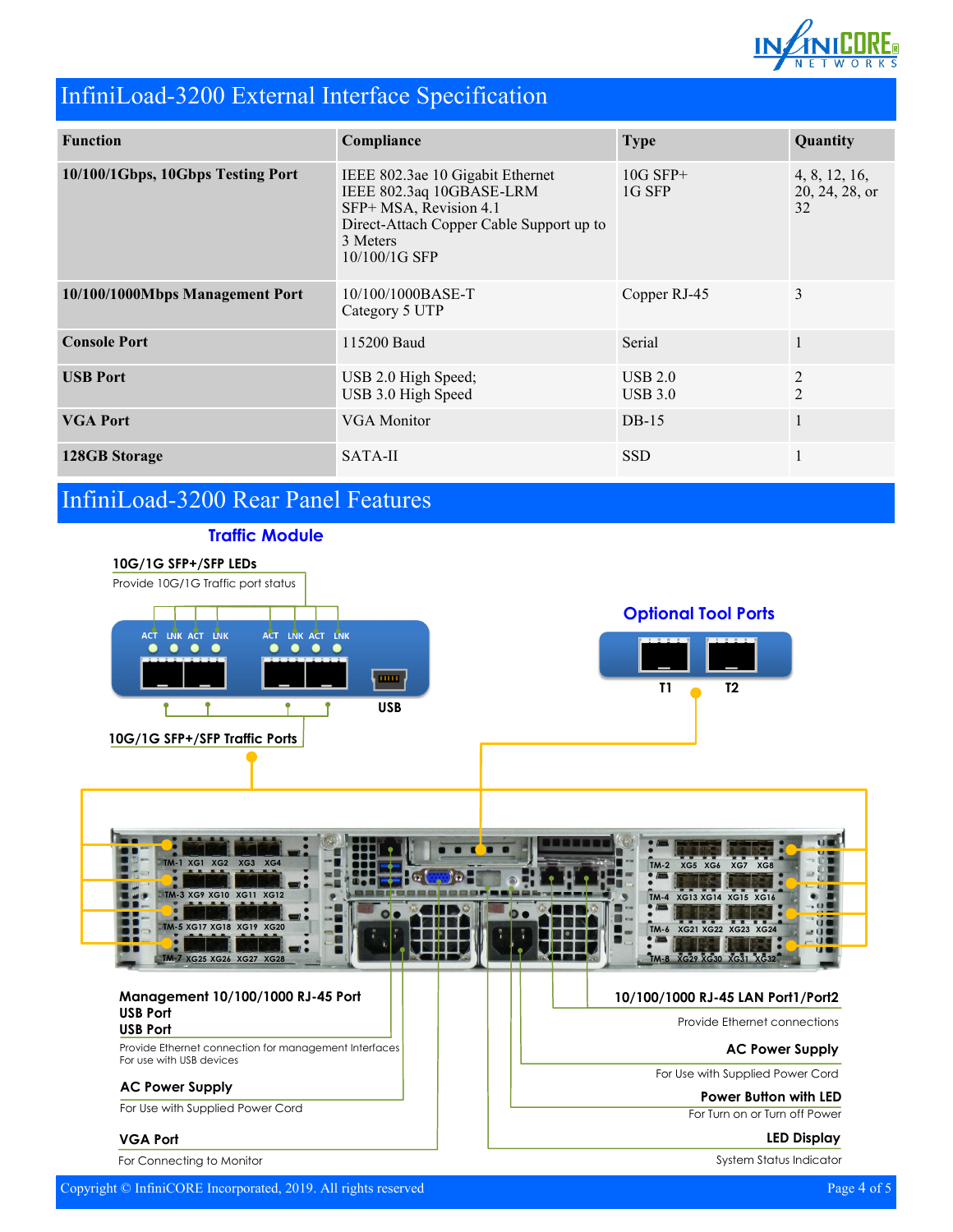## InfiniLoad-3200 External Interface Specification

| Function | Compliance | Type | Quantity |
|---|---|---|---|
| **10/100/1Gbps, 10Gbps Testing Port** | IEEE 802.3ae 10 Gigabit Ethernet<br>IEEE 802.3aq 10GBASE-LRM<br>SFP+ MSA, Revision 4.1<br>Direct-Attach Copper Cable Support up to 3 Meters<br>10/100/1G SFP | 10G SFP+<br>1G SFP | 4, 8, 12, 16, 20, 24, 28, or 32 |
| **10/100/1000Mbps Management Port** | 10/100/1000BASE-T<br>Category 5 UTP | Copper RJ-45 | 3 |
| **Console Port** | 115200 Baud | Serial | 1 |
| **USB Port** | USB 2.0 High Speed;<br>USB 3.0 High Speed | USB 2.0<br>USB 3.0 | 2<br>2 |
| **VGA Port** | VGA Monitor | DB-15 | 1 |
| **128GB Storage** | SATA-II | SSD | 1 |

## InfiniLoad-3200 Rear Panel Features

**Traffic Module**

**10G/1G SFP+/SFP LEDs**

Provide 10G/1G Traffic port status

ACT LNK ACT LNK ACT LNK ACT LNK

USB

**10G/1G SFP+/SFP Traffic Ports**

**Optional Tool Ports**

T1 T2

TM-1 XG1 XG2 XG3 XG4

TM-3 XG9 XG10 XG11 XG12

TM-5 XG17 XG18 XG19 XG20

TM-7 XG25 XG26 XG27 XG28

TM-2 XG5 XG6 XG7 XG8

TM-4 XG13 XG14 XG15 XG16

TM-6 XG21 XG22 XG23 XG24

TM-8 XG29 XG30 XG31 XG32

**Management 10/100/1000 RJ-45 Port**
**USB Port**
**USB Port**

Provide Ethernet connection for management Interfaces
For use with USB devices

**AC Power Supply**

For Use with Supplied Power Cord

**VGA Port**

For Connecting to Monitor

**10/100/1000 RJ-45 LAN Port1/Port2**

Provide Ethernet connections

**AC Power Supply**

For Use with Supplied Power Cord

**Power Button with LED**

For Turn on or Turn off Power

**LED Display**

System Status Indicator

Copyright © InfiniCORE Incorporated, 2019. All rights reserved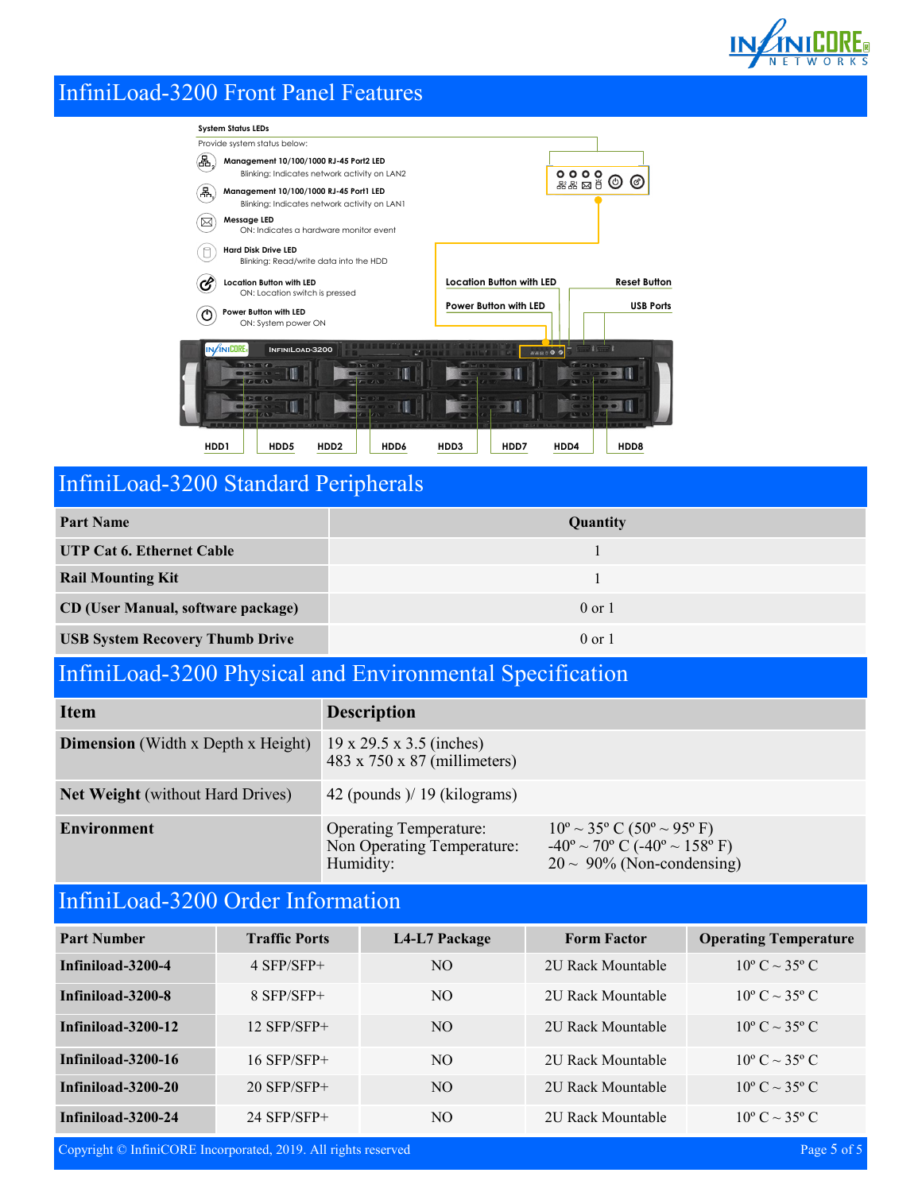## InfiniLoad-3200 Front Panel Features

System Status LEDs

Provide system status below:

- Management 10/100/1000 RJ-45 Port2 LED
  Blinking: Indicates network activity on LAN2
- Management 10/100/1000 RJ-45 Port1 LED
  Blinking: Indicates network activity on LAN1
- Message LED
  ON: Indicates a hardware monitor event
- Hard Disk Drive LED
  Blinking: Read/write data into the HDD
- Location Button with LED
  ON: Location switch is pressed
- Power Button with LED
  ON: System power ON

Location Button with LED

Reset Button

Power Button with LED

USB Ports

INFINILOAD-3200

HDD1 HDD5 HDD2 HDD6 HDD3 HDD7 HDD4 HDD8

## InfiniLoad-3200 Standard Peripherals

| Part Name | Quantity |
|---|---|
| **UTP Cat 6. Ethernet Cable** | 1 |
| **Rail Mounting Kit** | 1 |
| **CD (User Manual, software package)** | 0 or 1 |
| **USB System Recovery Thumb Drive** | 0 or 1 |

## InfiniLoad-3200 Physical and Environmental Specification

| Item | Description | |
|---|---|---|
| **Dimension** (Width x Depth x Height) | 19 x 29.5 x 3.5 (inches)<br>483 x 750 x 87 (millimeters) | |
| **Net Weight** (without Hard Drives) | 42 (pounds )/ 19 (kilograms) | |
| **Environment** | Operating Temperature:<br>Non Operating Temperature:<br>Humidity: | 10º ~ 35º C (50º ~ 95º F)<br>-40º ~ 70º C (-40º ~ 158º F)<br>20 ~ 90% (Non-condensing) |

## InfiniLoad-3200 Order Information

| Part Number | Traffic Ports | L4-L7 Package | Form Factor | Operating Temperature |
|---|---|---|---|---|
| **Infiniload-3200-4** | 4 SFP/SFP+ | NO | 2U Rack Mountable | 10º C ~ 35º C |
| **Infiniload-3200-8** | 8 SFP/SFP+ | NO | 2U Rack Mountable | 10º C ~ 35º C |
| **Infiniload-3200-12** | 12 SFP/SFP+ | NO | 2U Rack Mountable | 10º C ~ 35º C |
| **Infiniload-3200-16** | 16 SFP/SFP+ | NO | 2U Rack Mountable | 10º C ~ 35º C |
| **Infiniload-3200-20** | 20 SFP/SFP+ | NO | 2U Rack Mountable | 10º C ~ 35º C |
| **Infiniload-3200-24** | 24 SFP/SFP+ | NO | 2U Rack Mountable | 10º C ~ 35º C |